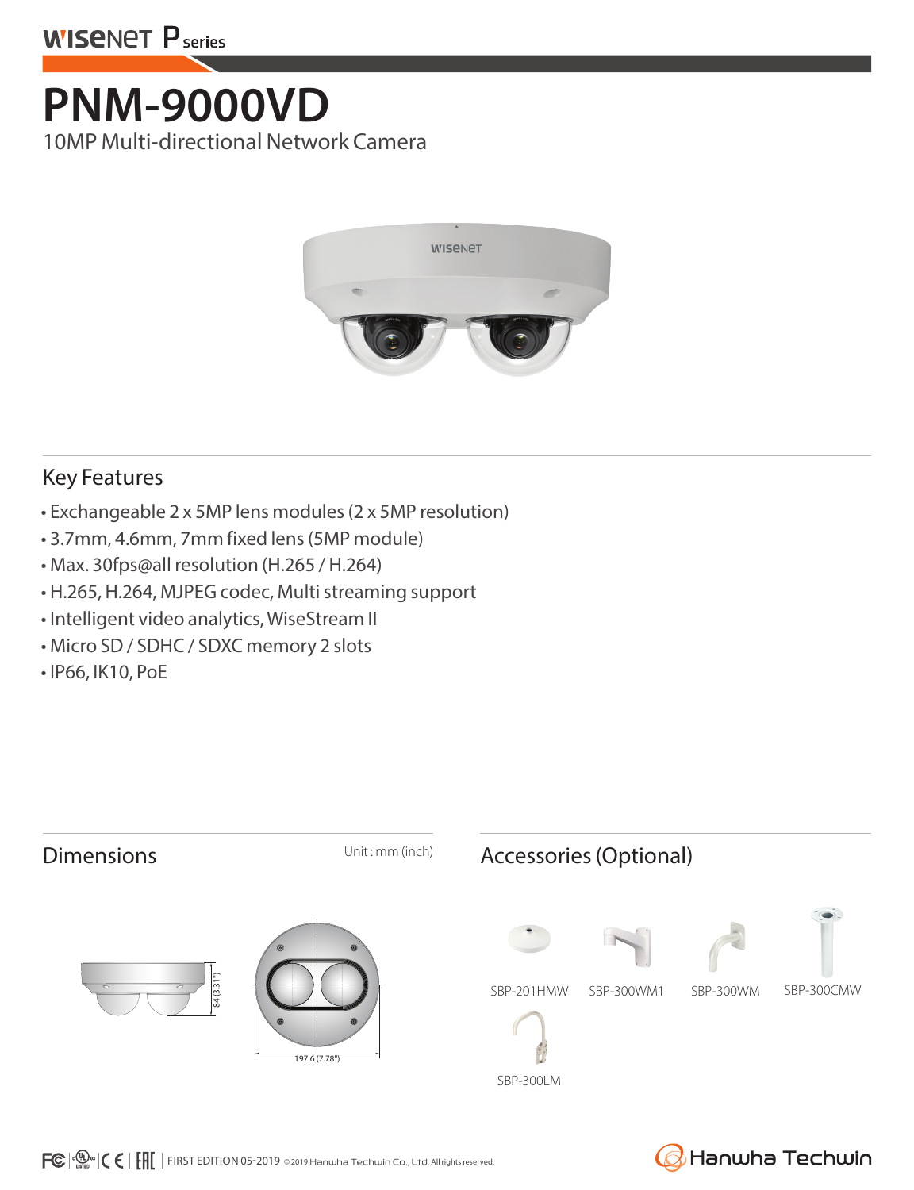WISENET P series

# PNM-9000VD

10MP Multi-directional Network Camera

## Key Features

- Exchangeable 2 x 5MP lens modules (2 x 5MP resolution)
- 3.7mm, 4.6mm, 7mm fixed lens (5MP module)
- Max. 30fps@all resolution (H.265 / H.264)
- H.265, H.264, MJPEG codec, Multi streaming support
- Intelligent video analytics, WiseStream II
- Micro SD / SDHC / SDXC memory 2 slots
- IP66, IK10, PoE

## Dimensions

Unit : mm (inch)

84 (3.31")

197.6 (7.78")

## Accessories (Optional)

SBP-201HMW

SBP-300WM1

SBP-300WM

SBP-300CMW

SBP-300LM

FIRST EDITION 05-2019 ©2019 Hanwha Techwin Co., Ltd. All rights reserved.

Hanwha Techwin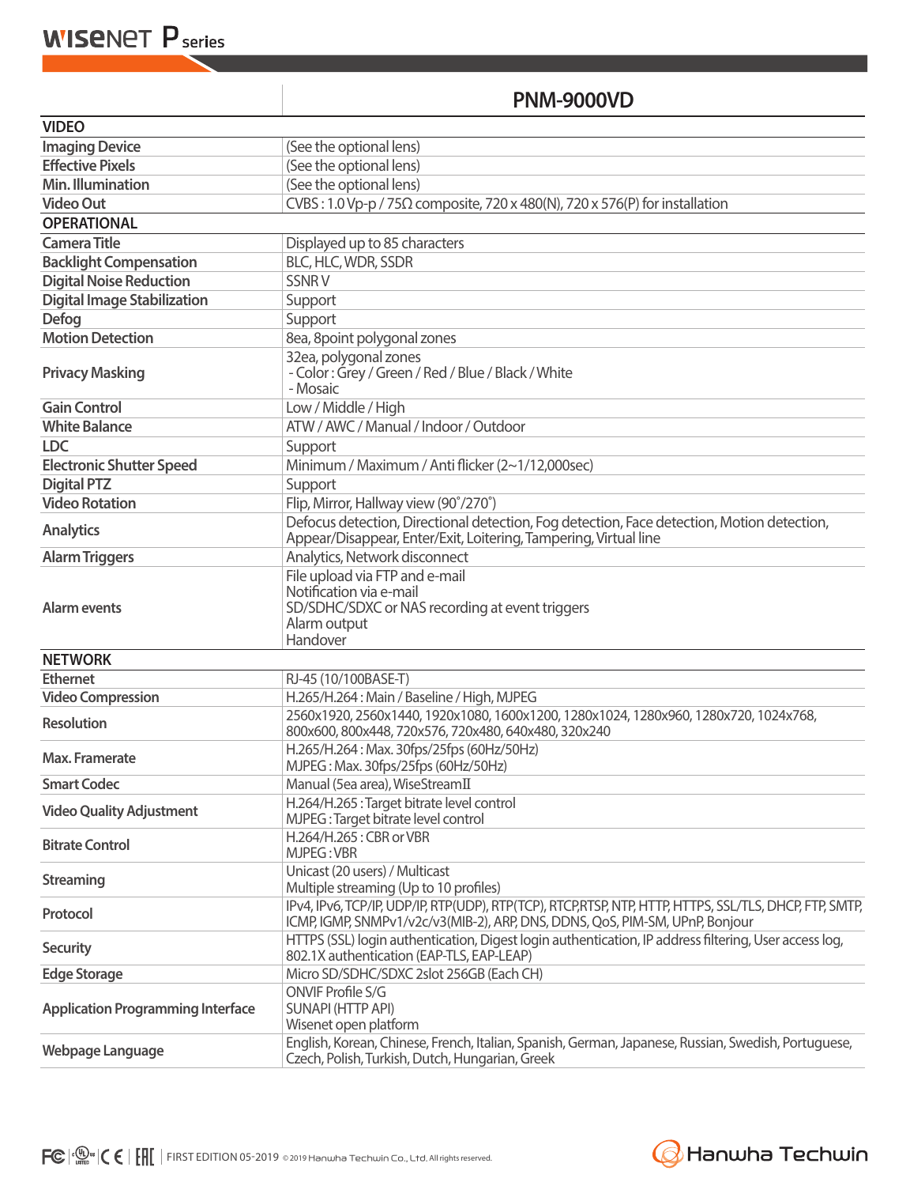| | PNM-9000VD |
|---|---|
| **VIDEO** | |
| **Imaging Device** | (See the optional lens) |
| **Effective Pixels** | (See the optional lens) |
| **Min. Illumination** | (See the optional lens) |
| **Video Out** | CVBS : 1.0 Vp-p / 75Ω composite, 720 x 480(N), 720 x 576(P) for installation |
| **OPERATIONAL** | |
| **Camera Title** | Displayed up to 85 characters |
| **Backlight Compensation** | BLC, HLC, WDR, SSDR |
| **Digital Noise Reduction** | SSNR V |
| **Digital Image Stabilization** | Support |
| **Defog** | Support |
| **Motion Detection** | 8ea, 8point polygonal zones |
| **Privacy Masking** | 32ea, polygonal zones<br>- Color : Grey / Green / Red / Blue / Black / White<br>- Mosaic |
| **Gain Control** | Low / Middle / High |
| **White Balance** | ATW / AWC / Manual / Indoor / Outdoor |
| **LDC** | Support |
| **Electronic Shutter Speed** | Minimum / Maximum / Anti flicker (2~1/12,000sec) |
| **Digital PTZ** | Support |
| **Video Rotation** | Flip, Mirror, Hallway view (90˚/270˚) |
| **Analytics** | Defocus detection, Directional detection, Fog detection, Face detection, Motion detection, Appear/Disappear, Enter/Exit, Loitering, Tampering, Virtual line |
| **Alarm Triggers** | Analytics, Network disconnect |
| **Alarm events** | File upload via FTP and e-mail<br>Notification via e-mail<br>SD/SDHC/SDXC or NAS recording at event triggers<br>Alarm output<br>Handover |
| **NETWORK** | |
| **Ethernet** | RJ-45 (10/100BASE-T) |
| **Video Compression** | H.265/H.264 : Main / Baseline / High, MJPEG |
| **Resolution** | 2560x1920, 2560x1440, 1920x1080, 1600x1200, 1280x1024, 1280x960, 1280x720, 1024x768, 800x600, 800x448, 720x576, 720x480, 640x480, 320x240 |
| **Max. Framerate** | H.265/H.264 : Max. 30fps/25fps (60Hz/50Hz)<br>MJPEG : Max. 30fps/25fps (60Hz/50Hz) |
| **Smart Codec** | Manual (5ea area), WiseStreamII |
| **Video Quality Adjustment** | H.264/H.265 : Target bitrate level control<br>MJPEG : Target bitrate level control |
| **Bitrate Control** | H.264/H.265 : CBR or VBR<br>MJPEG : VBR |
| **Streaming** | Unicast (20 users) / Multicast<br>Multiple streaming (Up to 10 profiles) |
| **Protocol** | IPv4, IPv6, TCP/IP, UDP/IP, RTP(UDP), RTP(TCP), RTCP,RTSP, NTP, HTTP, HTTPS, SSL/TLS, DHCP, FTP, SMTP, ICMP, IGMP, SNMPv1/v2c/v3(MIB-2), ARP, DNS, DDNS, QoS, PIM-SM, UPnP, Bonjour |
| **Security** | HTTPS (SSL) login authentication, Digest login authentication, IP address filtering, User access log, 802.1X authentication (EAP-TLS, EAP-LEAP) |
| **Edge Storage** | Micro SD/SDHC/SDXC 2slot 256GB (Each CH) |
| **Application Programming Interface** | ONVIF Profile S/G<br>SUNAPI (HTTP API)<br>Wisenet open platform |
| **Webpage Language** | English, Korean, Chinese, French, Italian, Spanish, German, Japanese, Russian, Swedish, Portuguese, Czech, Polish, Turkish, Dutch, Hungarian, Greek |

FIRST EDITION 05-2019 ©2019 Hanwha Techwin Co., Ltd. All rights reserved.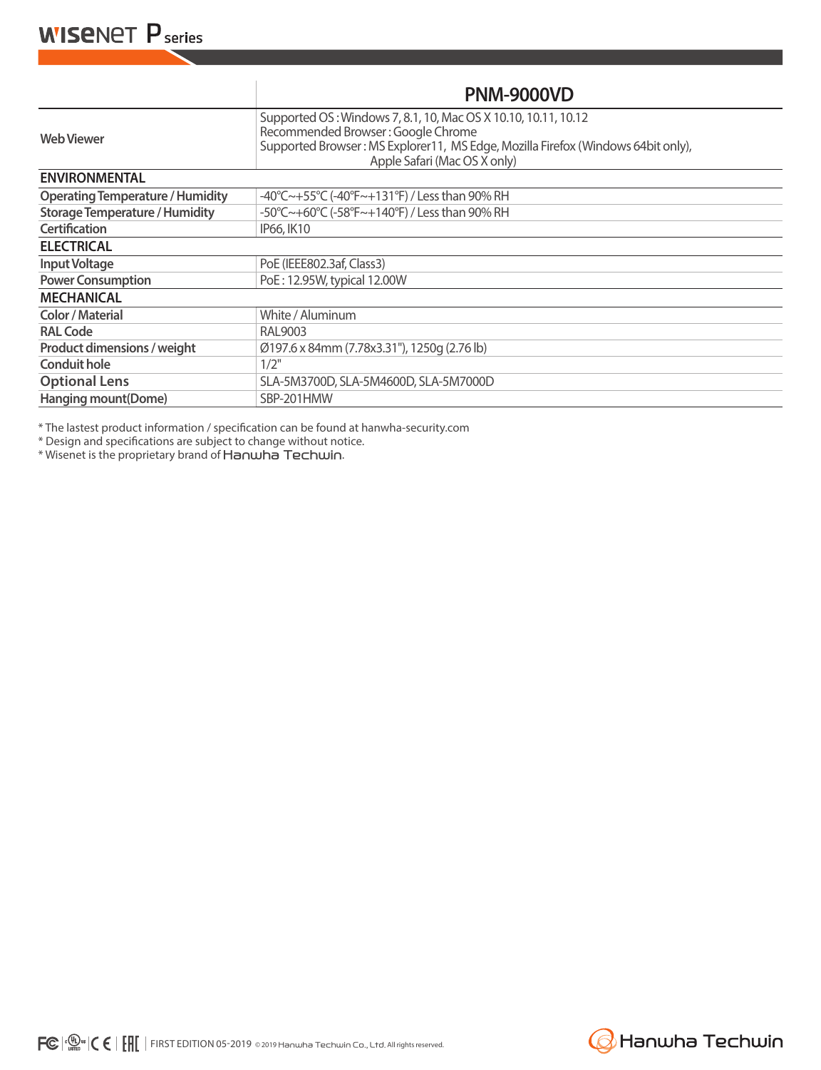| | PNM-9000VD |
|---|---|
| Web Viewer | Supported OS : Windows 7, 8.1, 10, Mac OS X 10.10, 10.11, 10.12<br>Recommended Browser : Google Chrome<br>Supported Browser : MS Explorer11, MS Edge, Mozilla Firefox (Windows 64bit only), Apple Safari (Mac OS X only) |
| **ENVIRONMENTAL** | |
| Operating Temperature / Humidity | -40°C~+55°C (-40°F~+131°F) / Less than 90% RH |
| Storage Temperature / Humidity | -50°C~+60°C (-58°F~+140°F) / Less than 90% RH |
| Certification | IP66, IK10 |
| **ELECTRICAL** | |
| Input Voltage | PoE (IEEE802.3af, Class3) |
| Power Consumption | PoE : 12.95W, typical 12.00W |
| **MECHANICAL** | |
| Color / Material | White / Aluminum |
| RAL Code | RAL9003 |
| Product dimensions / weight | Ø197.6 x 84mm (7.78x3.31"), 1250g (2.76 lb) |
| Conduit hole | 1/2" |
| Optional Lens | SLA-5M3700D, SLA-5M4600D, SLA-5M7000D |
| Hanging mount(Dome) | SBP-201HMW |

* The lastest product information / specification can be found at hanwha-security.com
* Design and specifications are subject to change without notice.
* Wisenet is the proprietary brand of Hanwha Techwin.

FIRST EDITION 05-2019 ©2019 Hanwha Techwin Co., Ltd. All rights reserved.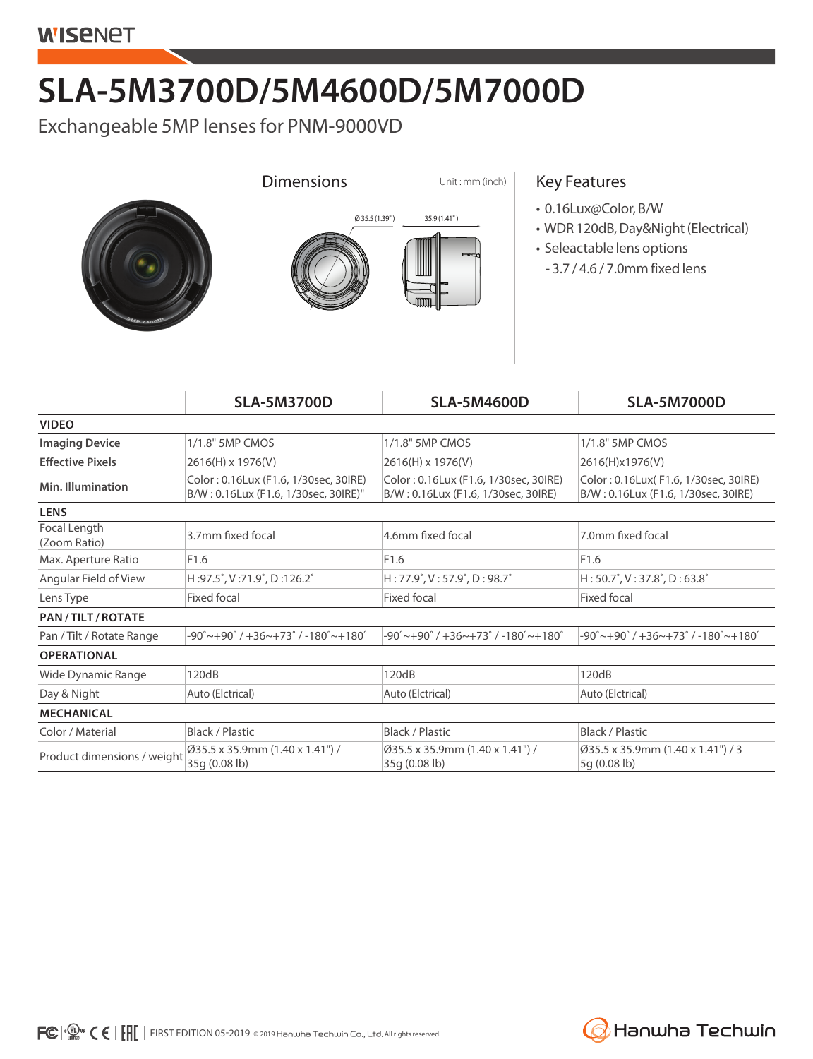# SLA-5M3700D/5M4600D/5M7000D

Exchangeable 5MP lenses for PNM-9000VD

## Dimensions

Unit : mm (inch)

Ø 35.5 (1.39")

35.9 (1.41")

## Key Features

- 0.16Lux@Color, B/W
- WDR 120dB, Day&Night (Electrical)
- Seleactable lens options
  - 3.7 / 4.6 / 7.0mm fixed lens

| | SLA-5M3700D | SLA-5M4600D | SLA-5M7000D |
|---|---|---|---|
| **VIDEO** | | | |
| **Imaging Device** | 1/1.8" 5MP CMOS | 1/1.8" 5MP CMOS | 1/1.8" 5MP CMOS |
| **Effective Pixels** | 2616(H) x 1976(V) | 2616(H) x 1976(V) | 2616(H)x1976(V) |
| **Min. Illumination** | Color : 0.16Lux (F1.6, 1/30sec, 30IRE) B/W : 0.16Lux (F1.6, 1/30sec, 30IRE)" | Color : 0.16Lux (F1.6, 1/30sec, 30IRE) B/W : 0.16Lux (F1.6, 1/30sec, 30IRE) | Color : 0.16Lux( F1.6, 1/30sec, 30IRE) B/W : 0.16Lux (F1.6, 1/30sec, 30IRE) |
| **LENS** | | | |
| Focal Length (Zoom Ratio) | 3.7mm fixed focal | 4.6mm fixed focal | 7.0mm fixed focal |
| Max. Aperture Ratio | F1.6 | F1.6 | F1.6 |
| Angular Field of View | H :97.5˚, V :71.9˚, D :126.2˚ | H : 77.9˚, V : 57.9˚, D : 98.7˚ | H : 50.7˚, V : 37.8˚, D : 63.8˚ |
| Lens Type | Fixed focal | Fixed focal | Fixed focal |
| **PAN / TILT / ROTATE** | | | |
| Pan / Tilt / Rotate Range | -90˚~+90˚ / +36~+73˚ / -180˚~+180˚ | -90˚~+90˚ / +36~+73˚ / -180˚~+180˚ | -90˚~+90˚ / +36~+73˚ / -180˚~+180˚ |
| **OPERATIONAL** | | | |
| Wide Dynamic Range | 120dB | 120dB | 120dB |
| Day & Night | Auto (Elctrical) | Auto (Elctrical) | Auto (Elctrical) |
| **MECHANICAL** | | | |
| Color / Material | Black / Plastic | Black / Plastic | Black / Plastic |
| Product dimensions / weight | Ø35.5 x 35.9mm (1.40 x 1.41") / 35g (0.08 lb) | Ø35.5 x 35.9mm (1.40 x 1.41") / 35g (0.08 lb) | Ø35.5 x 35.9mm (1.40 x 1.41") / 35g (0.08 lb) |

FIRST EDITION 05-2019 © 2019 Hanwha Techwin Co., Ltd. All rights reserved.